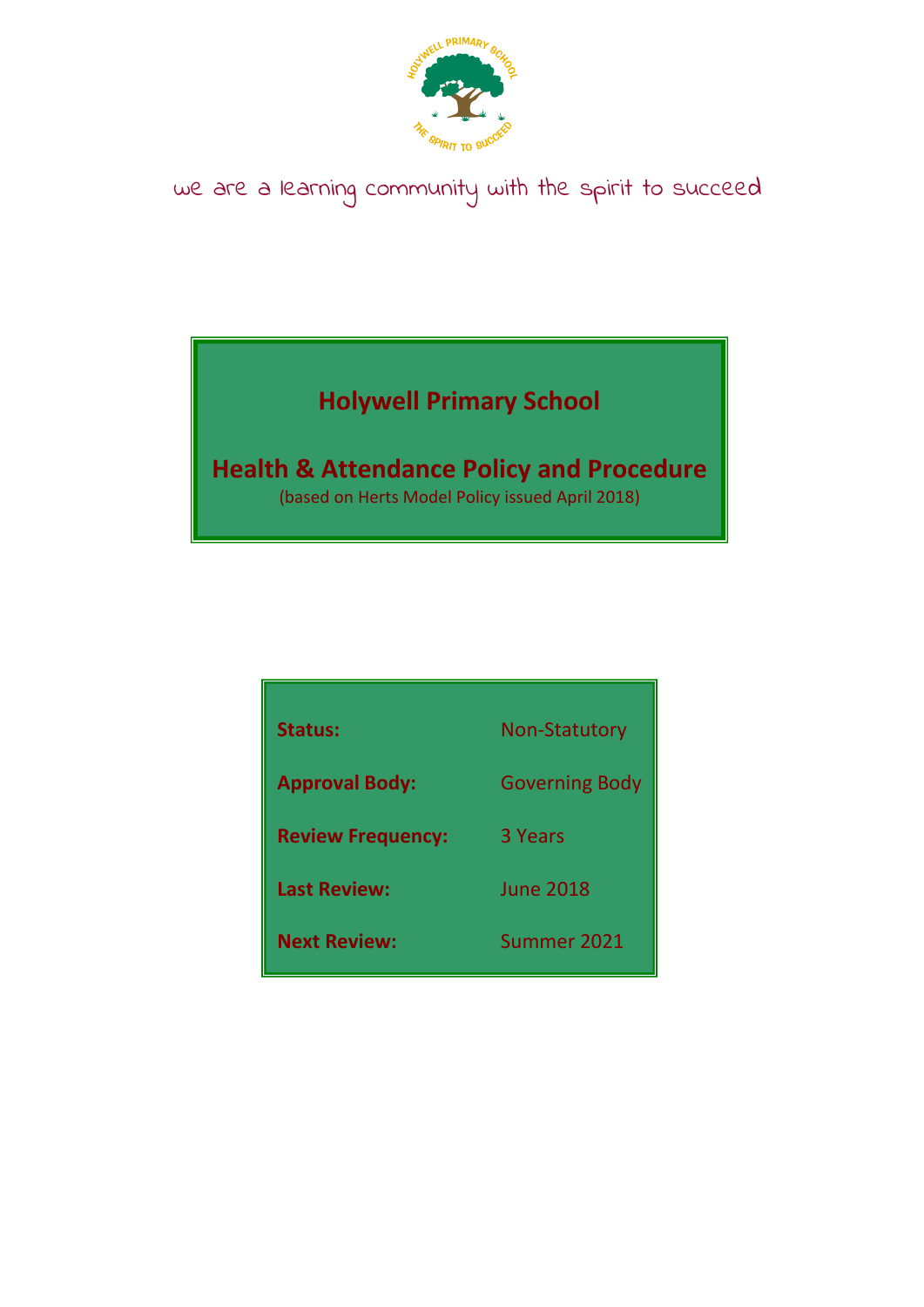we are a learning community with the spirit to succeed

# Holywell Primary School

## Health & Attendance Policy and Procedure

(based on Herts Model Policy issued April 2018)

| | |
|---|---|
| **Status:** | Non-Statutory |
| **Approval Body:** | Governing Body |
| **Review Frequency:** | 3 Years |
| **Last Review:** | June 2018 |
| **Next Review:** | Summer 2021 |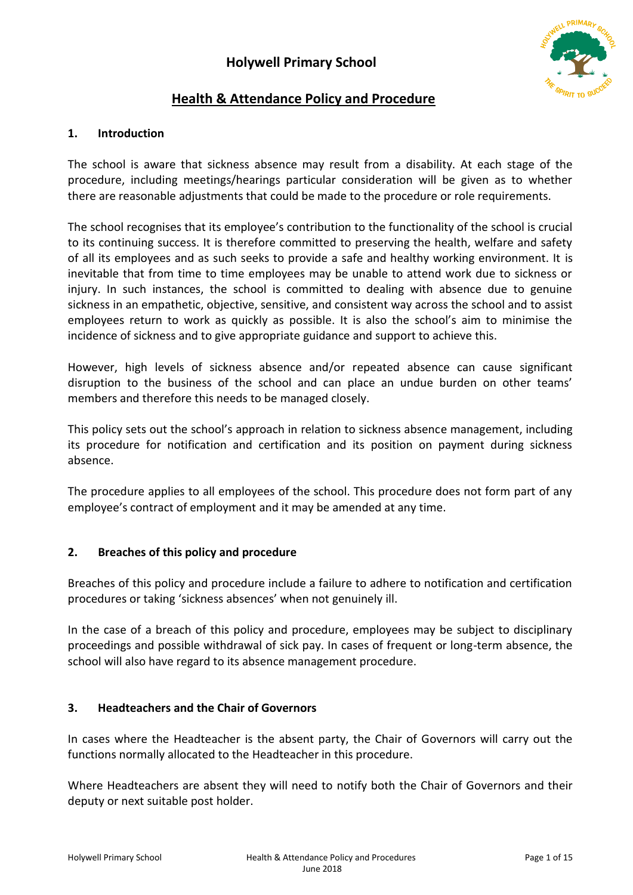# Holywell Primary School

## Health & Attendance Policy and Procedure

### 1. Introduction

The school is aware that sickness absence may result from a disability. At each stage of the procedure, including meetings/hearings particular consideration will be given as to whether there are reasonable adjustments that could be made to the procedure or role requirements.

The school recognises that its employee's contribution to the functionality of the school is crucial to its continuing success. It is therefore committed to preserving the health, welfare and safety of all its employees and as such seeks to provide a safe and healthy working environment. It is inevitable that from time to time employees may be unable to attend work due to sickness or injury. In such instances, the school is committed to dealing with absence due to genuine sickness in an empathetic, objective, sensitive, and consistent way across the school and to assist employees return to work as quickly as possible. It is also the school's aim to minimise the incidence of sickness and to give appropriate guidance and support to achieve this.

However, high levels of sickness absence and/or repeated absence can cause significant disruption to the business of the school and can place an undue burden on other teams' members and therefore this needs to be managed closely.

This policy sets out the school's approach in relation to sickness absence management, including its procedure for notification and certification and its position on payment during sickness absence.

The procedure applies to all employees of the school. This procedure does not form part of any employee's contract of employment and it may be amended at any time.

### 2. Breaches of this policy and procedure

Breaches of this policy and procedure include a failure to adhere to notification and certification procedures or taking 'sickness absences' when not genuinely ill.

In the case of a breach of this policy and procedure, employees may be subject to disciplinary proceedings and possible withdrawal of sick pay. In cases of frequent or long-term absence, the school will also have regard to its absence management procedure.

### 3. Headteachers and the Chair of Governors

In cases where the Headteacher is the absent party, the Chair of Governors will carry out the functions normally allocated to the Headteacher in this procedure.

Where Headteachers are absent they will need to notify both the Chair of Governors and their deputy or next suitable post holder.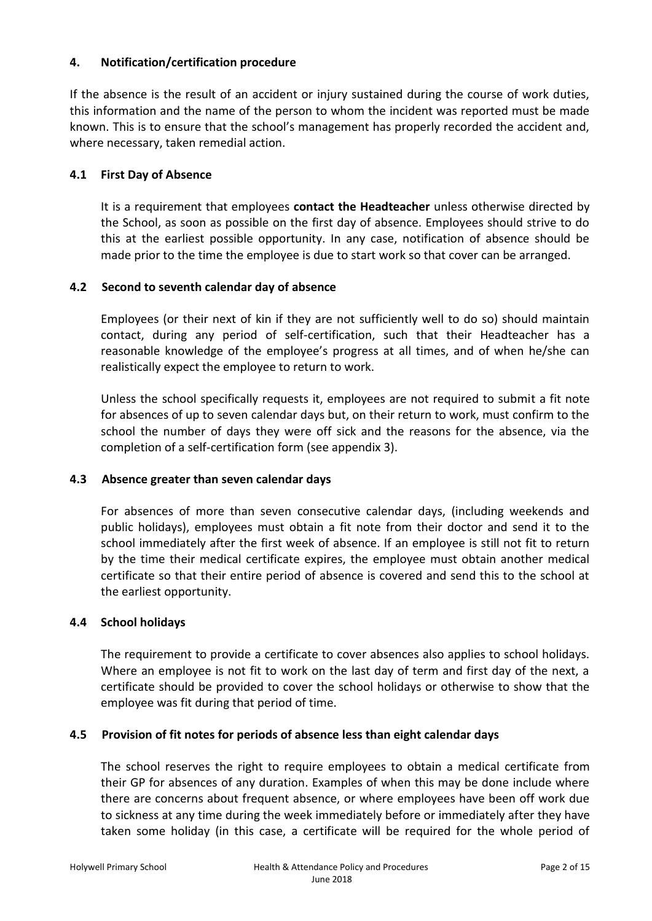## 4. Notification/certification procedure

If the absence is the result of an accident or injury sustained during the course of work duties, this information and the name of the person to whom the incident was reported must be made known. This is to ensure that the school's management has properly recorded the accident and, where necessary, taken remedial action.

### 4.1 First Day of Absence

It is a requirement that employees **contact the Headteacher** unless otherwise directed by the School, as soon as possible on the first day of absence. Employees should strive to do this at the earliest possible opportunity. In any case, notification of absence should be made prior to the time the employee is due to start work so that cover can be arranged.

### 4.2 Second to seventh calendar day of absence

Employees (or their next of kin if they are not sufficiently well to do so) should maintain contact, during any period of self-certification, such that their Headteacher has a reasonable knowledge of the employee's progress at all times, and of when he/she can realistically expect the employee to return to work.

Unless the school specifically requests it, employees are not required to submit a fit note for absences of up to seven calendar days but, on their return to work, must confirm to the school the number of days they were off sick and the reasons for the absence, via the completion of a self-certification form (see appendix 3).

### 4.3 Absence greater than seven calendar days

For absences of more than seven consecutive calendar days, (including weekends and public holidays), employees must obtain a fit note from their doctor and send it to the school immediately after the first week of absence. If an employee is still not fit to return by the time their medical certificate expires, the employee must obtain another medical certificate so that their entire period of absence is covered and send this to the school at the earliest opportunity.

### 4.4 School holidays

The requirement to provide a certificate to cover absences also applies to school holidays. Where an employee is not fit to work on the last day of term and first day of the next, a certificate should be provided to cover the school holidays or otherwise to show that the employee was fit during that period of time.

### 4.5 Provision of fit notes for periods of absence less than eight calendar days

The school reserves the right to require employees to obtain a medical certificate from their GP for absences of any duration. Examples of when this may be done include where there are concerns about frequent absence, or where employees have been off work due to sickness at any time during the week immediately before or immediately after they have taken some holiday (in this case, a certificate will be required for the whole period of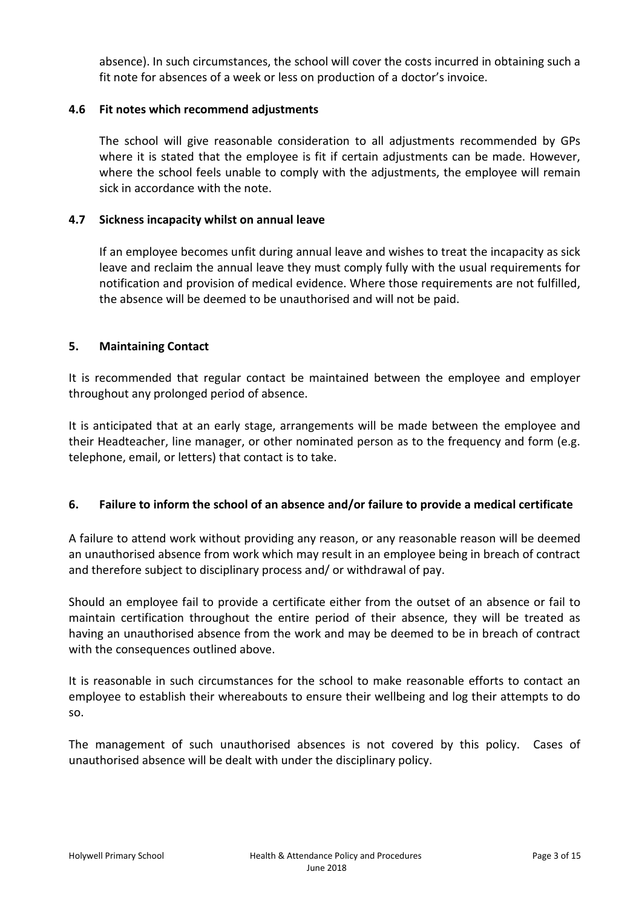absence). In such circumstances, the school will cover the costs incurred in obtaining such a fit note for absences of a week or less on production of a doctor's invoice.

### 4.6 Fit notes which recommend adjustments

The school will give reasonable consideration to all adjustments recommended by GPs where it is stated that the employee is fit if certain adjustments can be made. However, where the school feels unable to comply with the adjustments, the employee will remain sick in accordance with the note.

### 4.7 Sickness incapacity whilst on annual leave

If an employee becomes unfit during annual leave and wishes to treat the incapacity as sick leave and reclaim the annual leave they must comply fully with the usual requirements for notification and provision of medical evidence. Where those requirements are not fulfilled, the absence will be deemed to be unauthorised and will not be paid.

## 5. Maintaining Contact

It is recommended that regular contact be maintained between the employee and employer throughout any prolonged period of absence.

It is anticipated that at an early stage, arrangements will be made between the employee and their Headteacher, line manager, or other nominated person as to the frequency and form (e.g. telephone, email, or letters) that contact is to take.

## 6. Failure to inform the school of an absence and/or failure to provide a medical certificate

A failure to attend work without providing any reason, or any reasonable reason will be deemed an unauthorised absence from work which may result in an employee being in breach of contract and therefore subject to disciplinary process and/ or withdrawal of pay.

Should an employee fail to provide a certificate either from the outset of an absence or fail to maintain certification throughout the entire period of their absence, they will be treated as having an unauthorised absence from the work and may be deemed to be in breach of contract with the consequences outlined above.

It is reasonable in such circumstances for the school to make reasonable efforts to contact an employee to establish their whereabouts to ensure their wellbeing and log their attempts to do so.

The management of such unauthorised absences is not covered by this policy. Cases of unauthorised absence will be dealt with under the disciplinary policy.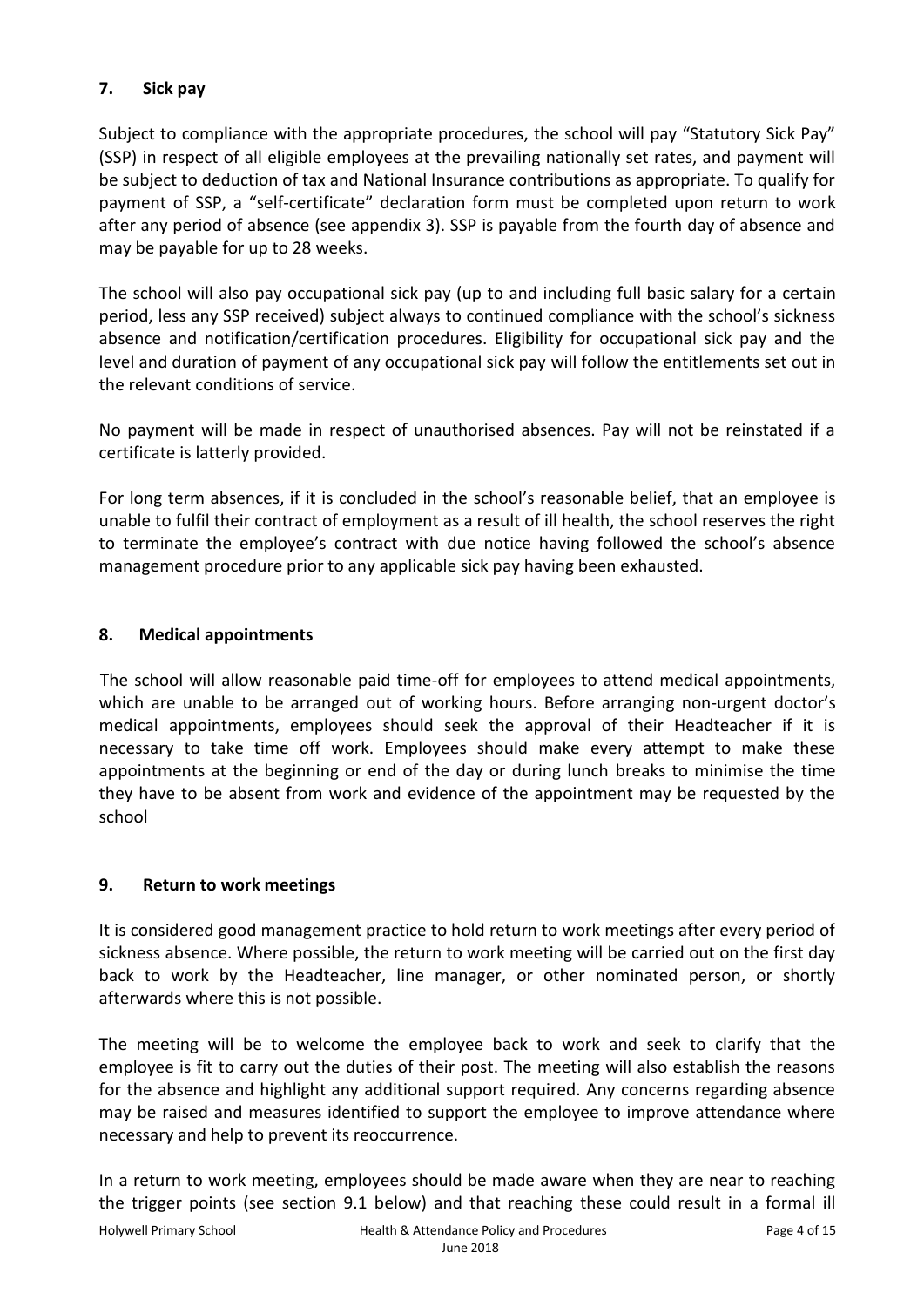## 7. Sick pay

Subject to compliance with the appropriate procedures, the school will pay "Statutory Sick Pay" (SSP) in respect of all eligible employees at the prevailing nationally set rates, and payment will be subject to deduction of tax and National Insurance contributions as appropriate. To qualify for payment of SSP, a "self-certificate" declaration form must be completed upon return to work after any period of absence (see appendix 3). SSP is payable from the fourth day of absence and may be payable for up to 28 weeks.

The school will also pay occupational sick pay (up to and including full basic salary for a certain period, less any SSP received) subject always to continued compliance with the school's sickness absence and notification/certification procedures. Eligibility for occupational sick pay and the level and duration of payment of any occupational sick pay will follow the entitlements set out in the relevant conditions of service.

No payment will be made in respect of unauthorised absences. Pay will not be reinstated if a certificate is latterly provided.

For long term absences, if it is concluded in the school's reasonable belief, that an employee is unable to fulfil their contract of employment as a result of ill health, the school reserves the right to terminate the employee's contract with due notice having followed the school's absence management procedure prior to any applicable sick pay having been exhausted.

## 8. Medical appointments

The school will allow reasonable paid time-off for employees to attend medical appointments, which are unable to be arranged out of working hours. Before arranging non-urgent doctor's medical appointments, employees should seek the approval of their Headteacher if it is necessary to take time off work. Employees should make every attempt to make these appointments at the beginning or end of the day or during lunch breaks to minimise the time they have to be absent from work and evidence of the appointment may be requested by the school

## 9. Return to work meetings

It is considered good management practice to hold return to work meetings after every period of sickness absence. Where possible, the return to work meeting will be carried out on the first day back to work by the Headteacher, line manager, or other nominated person, or shortly afterwards where this is not possible.

The meeting will be to welcome the employee back to work and seek to clarify that the employee is fit to carry out the duties of their post. The meeting will also establish the reasons for the absence and highlight any additional support required. Any concerns regarding absence may be raised and measures identified to support the employee to improve attendance where necessary and help to prevent its reoccurrence.

In a return to work meeting, employees should be made aware when they are near to reaching the trigger points (see section 9.1 below) and that reaching these could result in a formal ill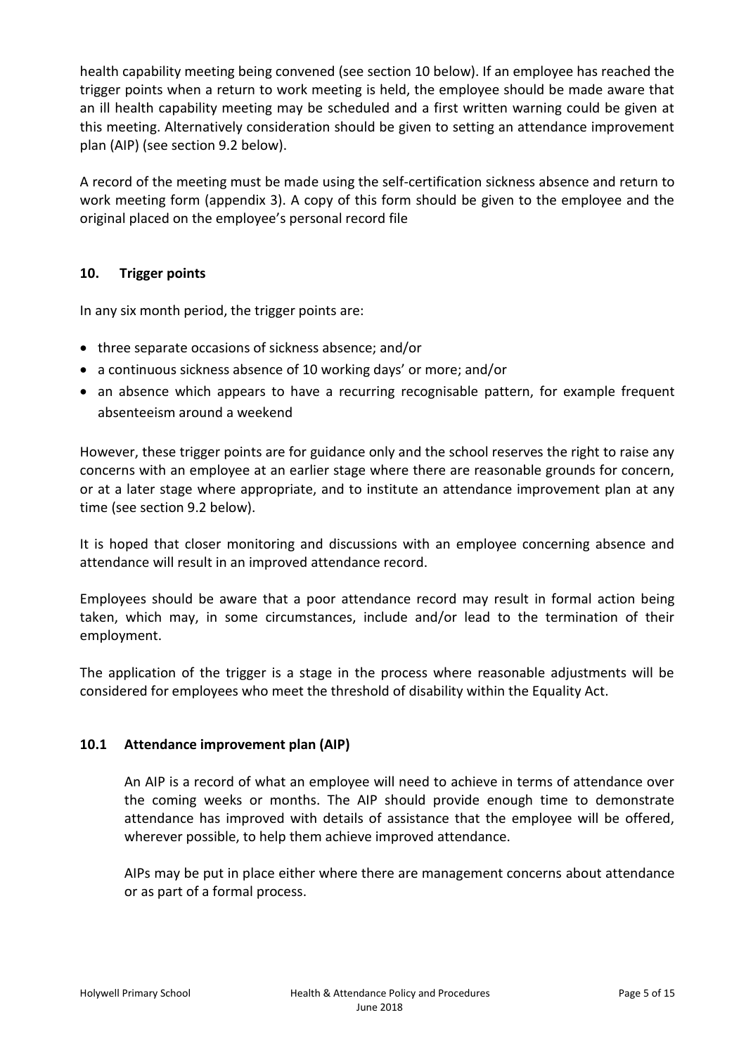health capability meeting being convened (see section 10 below). If an employee has reached the trigger points when a return to work meeting is held, the employee should be made aware that an ill health capability meeting may be scheduled and a first written warning could be given at this meeting. Alternatively consideration should be given to setting an attendance improvement plan (AIP) (see section 9.2 below).

A record of the meeting must be made using the self-certification sickness absence and return to work meeting form (appendix 3). A copy of this form should be given to the employee and the original placed on the employee's personal record file

## 10. Trigger points

In any six month period, the trigger points are:

- three separate occasions of sickness absence; and/or
- a continuous sickness absence of 10 working days' or more; and/or
- an absence which appears to have a recurring recognisable pattern, for example frequent absenteeism around a weekend

However, these trigger points are for guidance only and the school reserves the right to raise any concerns with an employee at an earlier stage where there are reasonable grounds for concern, or at a later stage where appropriate, and to institute an attendance improvement plan at any time (see section 9.2 below).

It is hoped that closer monitoring and discussions with an employee concerning absence and attendance will result in an improved attendance record.

Employees should be aware that a poor attendance record may result in formal action being taken, which may, in some circumstances, include and/or lead to the termination of their employment.

The application of the trigger is a stage in the process where reasonable adjustments will be considered for employees who meet the threshold of disability within the Equality Act.

### 10.1 Attendance improvement plan (AIP)

An AIP is a record of what an employee will need to achieve in terms of attendance over the coming weeks or months. The AIP should provide enough time to demonstrate attendance has improved with details of assistance that the employee will be offered, wherever possible, to help them achieve improved attendance.

AIPs may be put in place either where there are management concerns about attendance or as part of a formal process.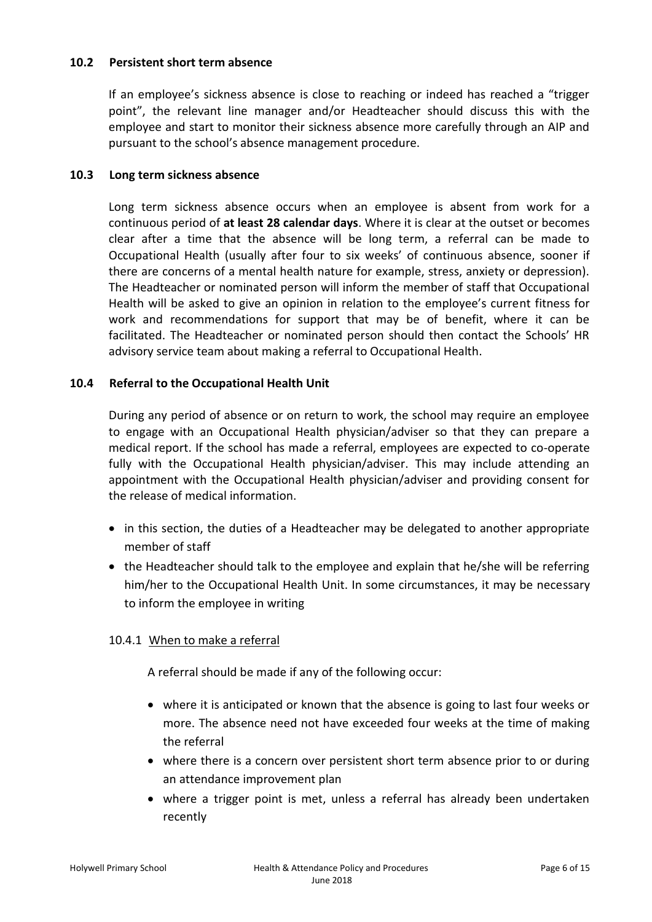### 10.2 Persistent short term absence

If an employee's sickness absence is close to reaching or indeed has reached a "trigger point", the relevant line manager and/or Headteacher should discuss this with the employee and start to monitor their sickness absence more carefully through an AIP and pursuant to the school's absence management procedure.

### 10.3 Long term sickness absence

Long term sickness absence occurs when an employee is absent from work for a continuous period of **at least 28 calendar days**. Where it is clear at the outset or becomes clear after a time that the absence will be long term, a referral can be made to Occupational Health (usually after four to six weeks' of continuous absence, sooner if there are concerns of a mental health nature for example, stress, anxiety or depression). The Headteacher or nominated person will inform the member of staff that Occupational Health will be asked to give an opinion in relation to the employee's current fitness for work and recommendations for support that may be of benefit, where it can be facilitated. The Headteacher or nominated person should then contact the Schools' HR advisory service team about making a referral to Occupational Health.

### 10.4 Referral to the Occupational Health Unit

During any period of absence or on return to work, the school may require an employee to engage with an Occupational Health physician/adviser so that they can prepare a medical report. If the school has made a referral, employees are expected to co-operate fully with the Occupational Health physician/adviser. This may include attending an appointment with the Occupational Health physician/adviser and providing consent for the release of medical information.

- in this section, the duties of a Headteacher may be delegated to another appropriate member of staff
- the Headteacher should talk to the employee and explain that he/she will be referring him/her to the Occupational Health Unit. In some circumstances, it may be necessary to inform the employee in writing

#### 10.4.1 When to make a referral

A referral should be made if any of the following occur:

- where it is anticipated or known that the absence is going to last four weeks or more. The absence need not have exceeded four weeks at the time of making the referral
- where there is a concern over persistent short term absence prior to or during an attendance improvement plan
- where a trigger point is met, unless a referral has already been undertaken recently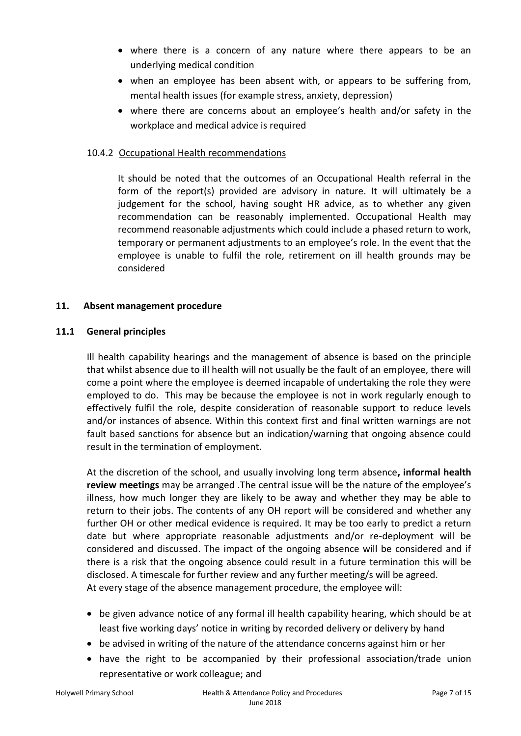- where there is a concern of any nature where there appears to be an underlying medical condition
- when an employee has been absent with, or appears to be suffering from, mental health issues (for example stress, anxiety, depression)
- where there are concerns about an employee's health and/or safety in the workplace and medical advice is required

10.4.2 Occupational Health recommendations

It should be noted that the outcomes of an Occupational Health referral in the form of the report(s) provided are advisory in nature. It will ultimately be a judgement for the school, having sought HR advice, as to whether any given recommendation can be reasonably implemented. Occupational Health may recommend reasonable adjustments which could include a phased return to work, temporary or permanent adjustments to an employee's role. In the event that the employee is unable to fulfil the role, retirement on ill health grounds may be considered

## 11. Absent management procedure

### 11.1 General principles

Ill health capability hearings and the management of absence is based on the principle that whilst absence due to ill health will not usually be the fault of an employee, there will come a point where the employee is deemed incapable of undertaking the role they were employed to do. This may be because the employee is not in work regularly enough to effectively fulfil the role, despite consideration of reasonable support to reduce levels and/or instances of absence. Within this context first and final written warnings are not fault based sanctions for absence but an indication/warning that ongoing absence could result in the termination of employment.

At the discretion of the school, and usually involving long term absence**, informal health review meetings** may be arranged .The central issue will be the nature of the employee's illness, how much longer they are likely to be away and whether they may be able to return to their jobs. The contents of any OH report will be considered and whether any further OH or other medical evidence is required. It may be too early to predict a return date but where appropriate reasonable adjustments and/or re-deployment will be considered and discussed. The impact of the ongoing absence will be considered and if there is a risk that the ongoing absence could result in a future termination this will be disclosed. A timescale for further review and any further meeting/s will be agreed.
At every stage of the absence management procedure, the employee will:

- be given advance notice of any formal ill health capability hearing, which should be at least five working days' notice in writing by recorded delivery or delivery by hand
- be advised in writing of the nature of the attendance concerns against him or her
- have the right to be accompanied by their professional association/trade union representative or work colleague; and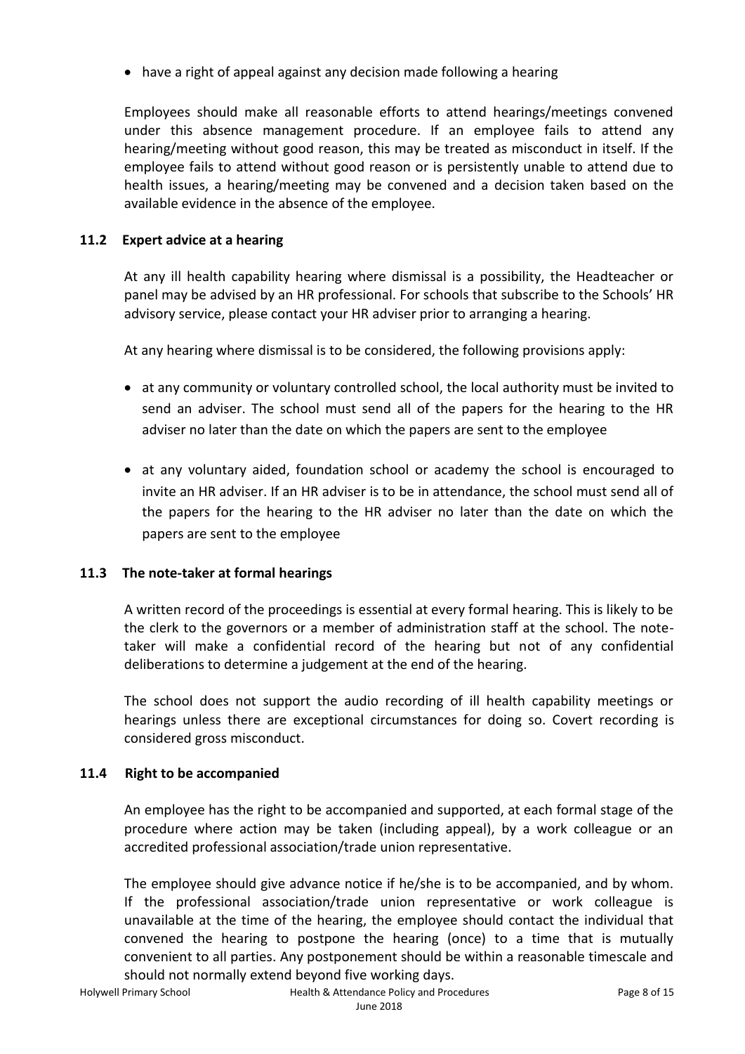- have a right of appeal against any decision made following a hearing

Employees should make all reasonable efforts to attend hearings/meetings convened under this absence management procedure. If an employee fails to attend any hearing/meeting without good reason, this may be treated as misconduct in itself. If the employee fails to attend without good reason or is persistently unable to attend due to health issues, a hearing/meeting may be convened and a decision taken based on the available evidence in the absence of the employee.

### 11.2 Expert advice at a hearing

At any ill health capability hearing where dismissal is a possibility, the Headteacher or panel may be advised by an HR professional. For schools that subscribe to the Schools' HR advisory service, please contact your HR adviser prior to arranging a hearing.

At any hearing where dismissal is to be considered, the following provisions apply:

- at any community or voluntary controlled school, the local authority must be invited to send an adviser. The school must send all of the papers for the hearing to the HR adviser no later than the date on which the papers are sent to the employee
- at any voluntary aided, foundation school or academy the school is encouraged to invite an HR adviser. If an HR adviser is to be in attendance, the school must send all of the papers for the hearing to the HR adviser no later than the date on which the papers are sent to the employee

### 11.3 The note-taker at formal hearings

A written record of the proceedings is essential at every formal hearing. This is likely to be the clerk to the governors or a member of administration staff at the school. The note-taker will make a confidential record of the hearing but not of any confidential deliberations to determine a judgement at the end of the hearing.

The school does not support the audio recording of ill health capability meetings or hearings unless there are exceptional circumstances for doing so. Covert recording is considered gross misconduct.

### 11.4 Right to be accompanied

An employee has the right to be accompanied and supported, at each formal stage of the procedure where action may be taken (including appeal), by a work colleague or an accredited professional association/trade union representative.

The employee should give advance notice if he/she is to be accompanied, and by whom. If the professional association/trade union representative or work colleague is unavailable at the time of the hearing, the employee should contact the individual that convened the hearing to postpone the hearing (once) to a time that is mutually convenient to all parties. Any postponement should be within a reasonable timescale and should not normally extend beyond five working days.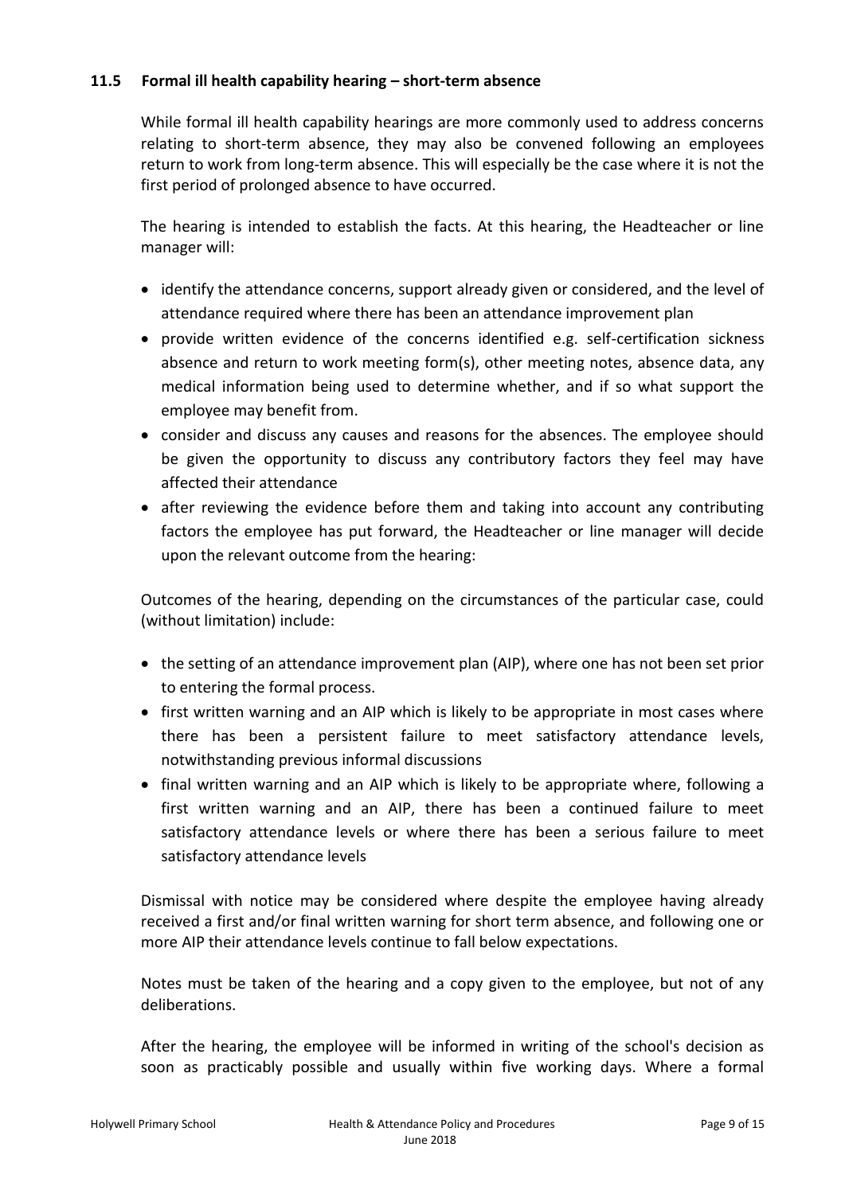### 11.5 Formal ill health capability hearing – short-term absence

While formal ill health capability hearings are more commonly used to address concerns relating to short-term absence, they may also be convened following an employees return to work from long-term absence. This will especially be the case where it is not the first period of prolonged absence to have occurred.

The hearing is intended to establish the facts. At this hearing, the Headteacher or line manager will:

- identify the attendance concerns, support already given or considered, and the level of attendance required where there has been an attendance improvement plan
- provide written evidence of the concerns identified e.g. self-certification sickness absence and return to work meeting form(s), other meeting notes, absence data, any medical information being used to determine whether, and if so what support the employee may benefit from.
- consider and discuss any causes and reasons for the absences. The employee should be given the opportunity to discuss any contributory factors they feel may have affected their attendance
- after reviewing the evidence before them and taking into account any contributing factors the employee has put forward, the Headteacher or line manager will decide upon the relevant outcome from the hearing:

Outcomes of the hearing, depending on the circumstances of the particular case, could (without limitation) include:

- the setting of an attendance improvement plan (AIP), where one has not been set prior to entering the formal process.
- first written warning and an AIP which is likely to be appropriate in most cases where there has been a persistent failure to meet satisfactory attendance levels, notwithstanding previous informal discussions
- final written warning and an AIP which is likely to be appropriate where, following a first written warning and an AIP, there has been a continued failure to meet satisfactory attendance levels or where there has been a serious failure to meet satisfactory attendance levels

Dismissal with notice may be considered where despite the employee having already received a first and/or final written warning for short term absence, and following one or more AIP their attendance levels continue to fall below expectations.

Notes must be taken of the hearing and a copy given to the employee, but not of any deliberations.

After the hearing, the employee will be informed in writing of the school's decision as soon as practicably possible and usually within five working days. Where a formal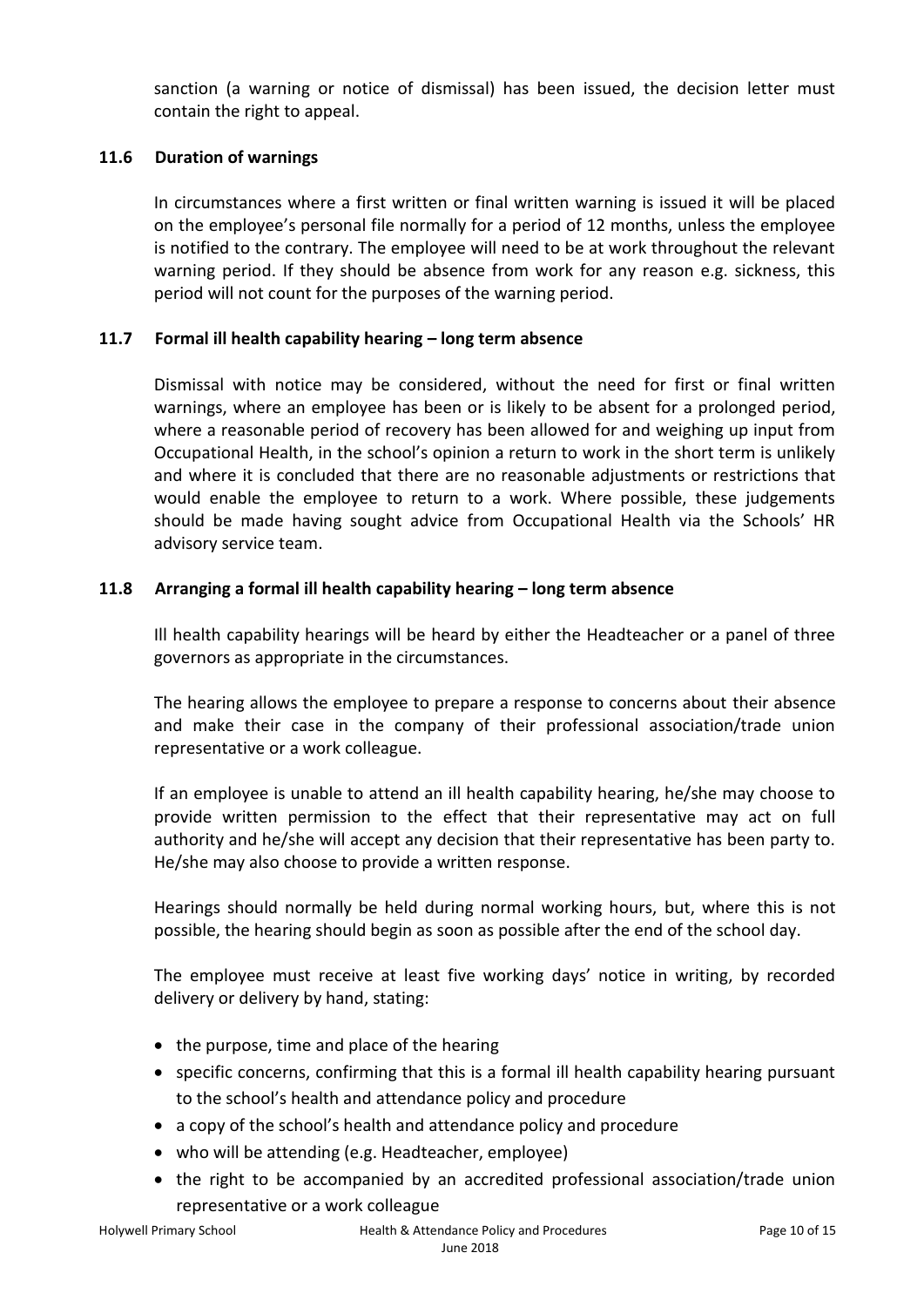sanction (a warning or notice of dismissal) has been issued, the decision letter must contain the right to appeal.

### 11.6 Duration of warnings

In circumstances where a first written or final written warning is issued it will be placed on the employee's personal file normally for a period of 12 months, unless the employee is notified to the contrary. The employee will need to be at work throughout the relevant warning period. If they should be absence from work for any reason e.g. sickness, this period will not count for the purposes of the warning period.

### 11.7 Formal ill health capability hearing – long term absence

Dismissal with notice may be considered, without the need for first or final written warnings, where an employee has been or is likely to be absent for a prolonged period, where a reasonable period of recovery has been allowed for and weighing up input from Occupational Health, in the school's opinion a return to work in the short term is unlikely and where it is concluded that there are no reasonable adjustments or restrictions that would enable the employee to return to a work. Where possible, these judgements should be made having sought advice from Occupational Health via the Schools' HR advisory service team.

### 11.8 Arranging a formal ill health capability hearing – long term absence

Ill health capability hearings will be heard by either the Headteacher or a panel of three governors as appropriate in the circumstances.

The hearing allows the employee to prepare a response to concerns about their absence and make their case in the company of their professional association/trade union representative or a work colleague.

If an employee is unable to attend an ill health capability hearing, he/she may choose to provide written permission to the effect that their representative may act on full authority and he/she will accept any decision that their representative has been party to. He/she may also choose to provide a written response.

Hearings should normally be held during normal working hours, but, where this is not possible, the hearing should begin as soon as possible after the end of the school day.

The employee must receive at least five working days' notice in writing, by recorded delivery or delivery by hand, stating:

- the purpose, time and place of the hearing
- specific concerns, confirming that this is a formal ill health capability hearing pursuant to the school's health and attendance policy and procedure
- a copy of the school's health and attendance policy and procedure
- who will be attending (e.g. Headteacher, employee)
- the right to be accompanied by an accredited professional association/trade union representative or a work colleague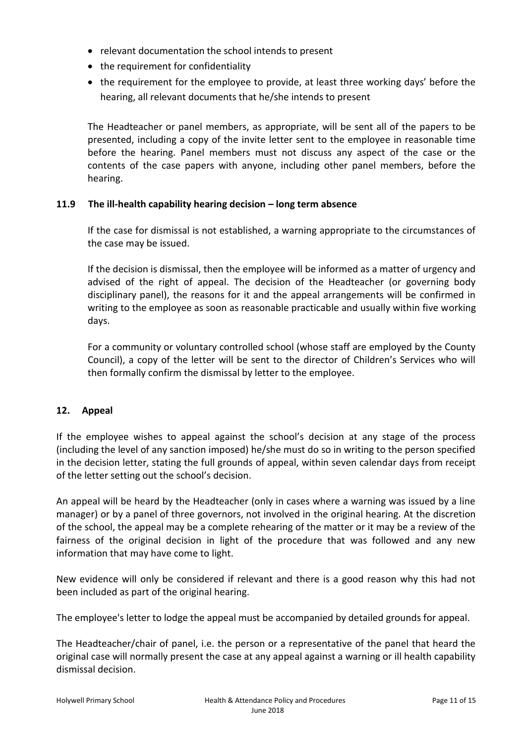- relevant documentation the school intends to present
- the requirement for confidentiality
- the requirement for the employee to provide, at least three working days' before the hearing, all relevant documents that he/she intends to present

The Headteacher or panel members, as appropriate, will be sent all of the papers to be presented, including a copy of the invite letter sent to the employee in reasonable time before the hearing. Panel members must not discuss any aspect of the case or the contents of the case papers with anyone, including other panel members, before the hearing.

### 11.9 The ill-health capability hearing decision – long term absence

If the case for dismissal is not established, a warning appropriate to the circumstances of the case may be issued.

If the decision is dismissal, then the employee will be informed as a matter of urgency and advised of the right of appeal. The decision of the Headteacher (or governing body disciplinary panel), the reasons for it and the appeal arrangements will be confirmed in writing to the employee as soon as reasonable practicable and usually within five working days.

For a community or voluntary controlled school (whose staff are employed by the County Council), a copy of the letter will be sent to the director of Children's Services who will then formally confirm the dismissal by letter to the employee.

## 12. Appeal

If the employee wishes to appeal against the school's decision at any stage of the process (including the level of any sanction imposed) he/she must do so in writing to the person specified in the decision letter, stating the full grounds of appeal, within seven calendar days from receipt of the letter setting out the school's decision.

An appeal will be heard by the Headteacher (only in cases where a warning was issued by a line manager) or by a panel of three governors, not involved in the original hearing. At the discretion of the school, the appeal may be a complete rehearing of the matter or it may be a review of the fairness of the original decision in light of the procedure that was followed and any new information that may have come to light.

New evidence will only be considered if relevant and there is a good reason why this had not been included as part of the original hearing.

The employee's letter to lodge the appeal must be accompanied by detailed grounds for appeal.

The Headteacher/chair of panel, i.e. the person or a representative of the panel that heard the original case will normally present the case at any appeal against a warning or ill health capability dismissal decision.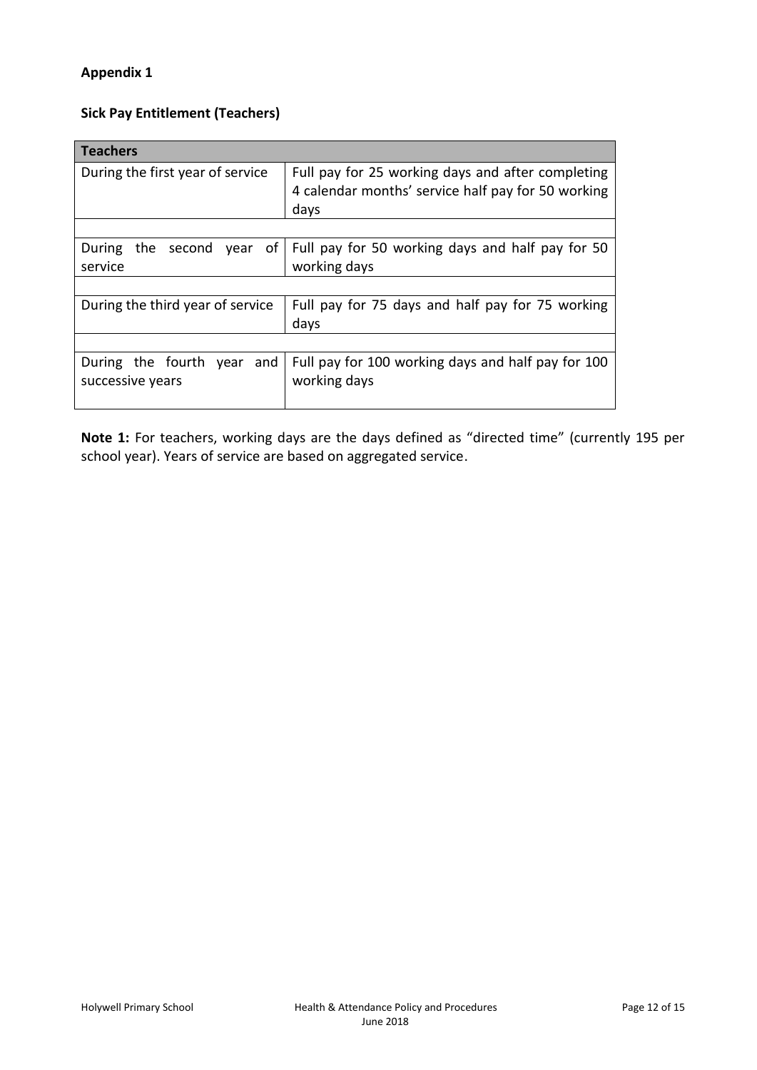**Appendix 1**

**Sick Pay Entitlement (Teachers)**

| **Teachers** | |
|---|---|
| During the first year of service | Full pay for 25 working days and after completing 4 calendar months' service half pay for 50 working days |
| | |
| During the second year of service | Full pay for 50 working days and half pay for 50 working days |
| | |
| During the third year of service | Full pay for 75 days and half pay for 75 working days |
| | |
| During the fourth year and successive years | Full pay for 100 working days and half pay for 100 working days |

**Note 1:** For teachers, working days are the days defined as "directed time" (currently 195 per school year). Years of service are based on aggregated service.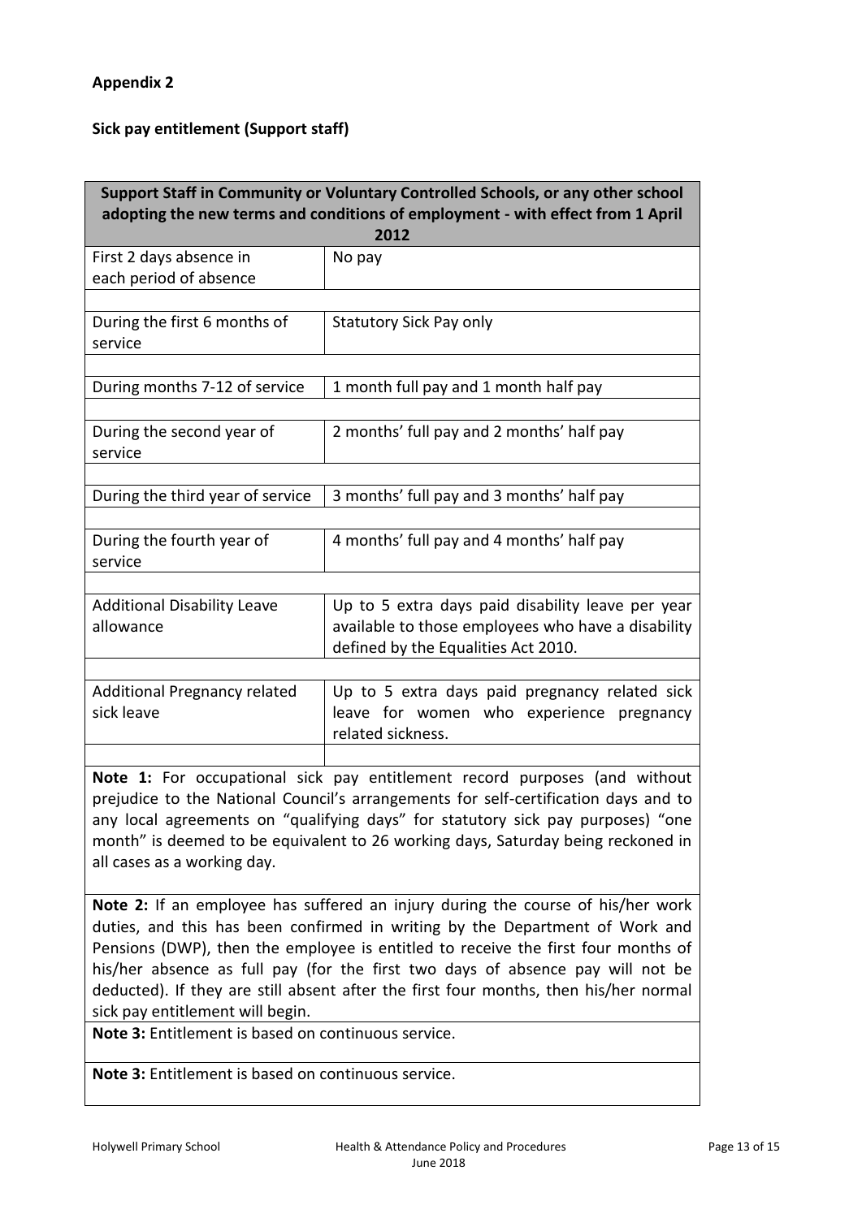**Appendix 2**

**Sick pay entitlement (Support staff)**

| **Support Staff in Community or Voluntary Controlled Schools, or any other school adopting the new terms and conditions of employment - with effect from 1 April 2012** | |
|---|---|
| First 2 days absence in each period of absence | No pay |
| During the first 6 months of service | Statutory Sick Pay only |
| During months 7-12 of service | 1 month full pay and 1 month half pay |
| During the second year of service | 2 months' full pay and 2 months' half pay |
| During the third year of service | 3 months' full pay and 3 months' half pay |
| During the fourth year of service | 4 months' full pay and 4 months' half pay |
| Additional Disability Leave allowance | Up to 5 extra days paid disability leave per year available to those employees who have a disability defined by the Equalities Act 2010. |
| Additional Pregnancy related sick leave | Up to 5 extra days paid pregnancy related sick leave for women who experience pregnancy related sickness. |

**Note 1:** For occupational sick pay entitlement record purposes (and without prejudice to the National Council's arrangements for self-certification days and to any local agreements on "qualifying days" for statutory sick pay purposes) "one month" is deemed to be equivalent to 26 working days, Saturday being reckoned in all cases as a working day.

**Note 2:** If an employee has suffered an injury during the course of his/her work duties, and this has been confirmed in writing by the Department of Work and Pensions (DWP), then the employee is entitled to receive the first four months of his/her absence as full pay (for the first two days of absence pay will not be deducted). If they are still absent after the first four months, then his/her normal sick pay entitlement will begin.

**Note 3:** Entitlement is based on continuous service.

**Note 3:** Entitlement is based on continuous service.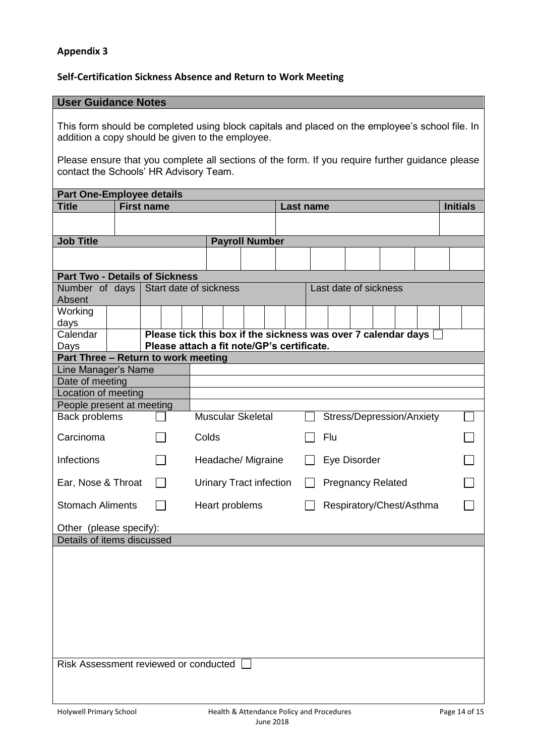**Appendix 3**

**Self-Certification Sickness Absence and Return to Work Meeting**

**User Guidance Notes**

This form should be completed using block capitals and placed on the employee's school file. In addition a copy should be given to the employee.

Please ensure that you complete all sections of the form. If you require further guidance please contact the Schools' HR Advisory Team.

**Part One-Employee details**

| Title | First name | Last name | Initials |
|---|---|---|---|
| | | | |

| Job Title | Payroll Number | | | | | | | |
|---|---|---|---|---|---|---|---|---|
| | | | | | | | | |

**Part Two - Details of Sickness**

| Number of days Absent | | Start date of sickness | Last date of sickness |
|---|---|---|---|
| Working days | | | |
| Calendar Days | | **Please tick this box if the sickness was over 7 calendar days** ☐ **Please attach a fit note/GP's certificate.** | |

**Part Three – Return to work meeting**

| | |
|---|---|
| Line Manager's Name | |
| Date of meeting | |
| Location of meeting | |
| People present at meeting | |

| | | | | | |
|---|---|---|---|---|---|
| Back problems | ☐ | Muscular Skeletal | ☐ | Stress/Depression/Anxiety | ☐ |
| Carcinoma | ☐ | Colds | ☐ | Flu | ☐ |
| Infections | ☐ | Headache/ Migraine | ☐ | Eye Disorder | ☐ |
| Ear, Nose & Throat | ☐ | Urinary Tract infection | ☐ | Pregnancy Related | ☐ |
| Stomach Aliments | ☐ | Heart problems | ☐ | Respiratory/Chest/Asthma | ☐ |

Other (please specify):

**Details of items discussed**

Risk Assessment reviewed or conducted ☐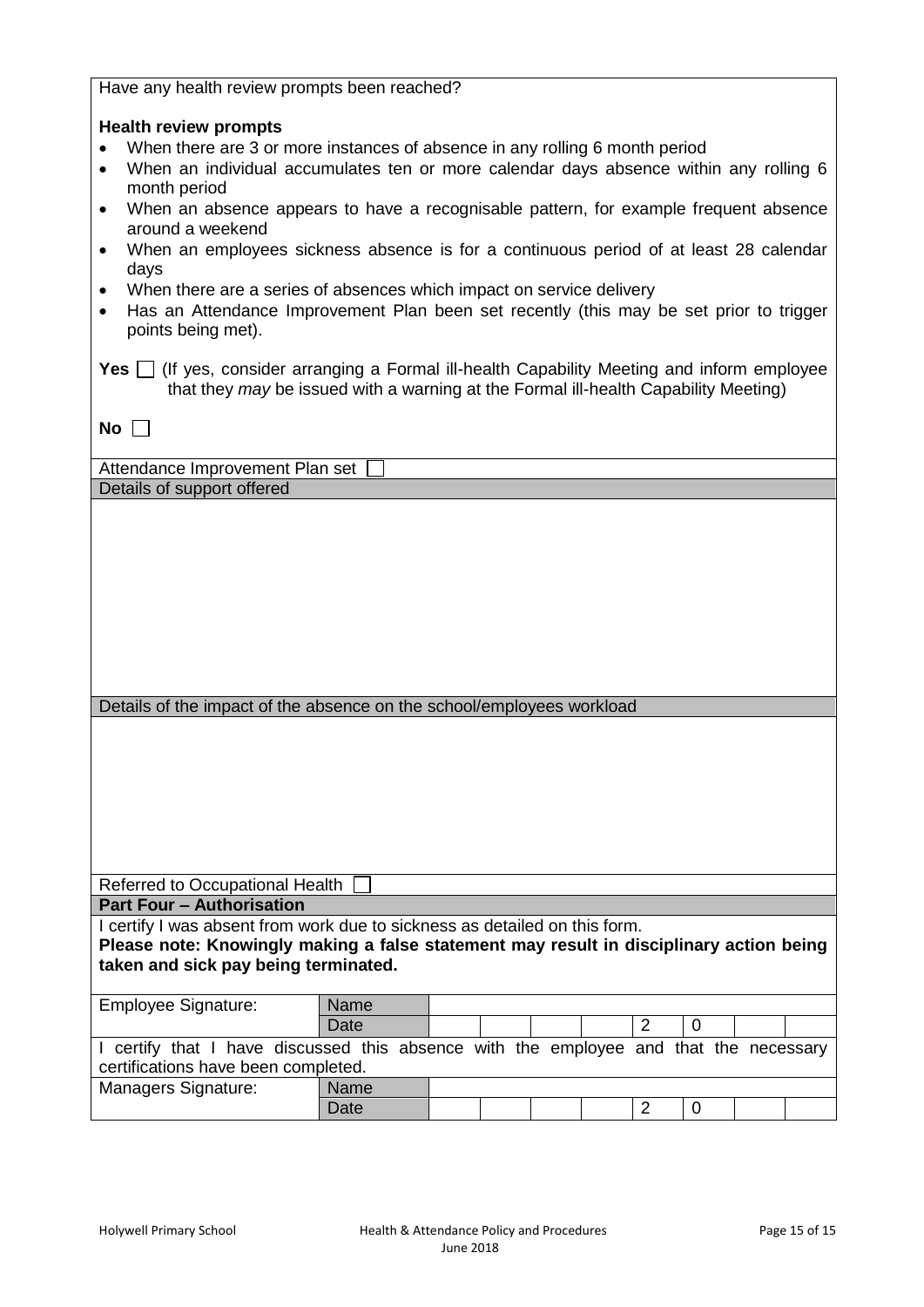Have any health review prompts been reached?

**Health review prompts**

- When there are 3 or more instances of absence in any rolling 6 month period
- When an individual accumulates ten or more calendar days absence within any rolling 6 month period
- When an absence appears to have a recognisable pattern, for example frequent absence around a weekend
- When an employees sickness absence is for a continuous period of at least 28 calendar days
- When there are a series of absences which impact on service delivery
- Has an Attendance Improvement Plan been set recently (this may be set prior to trigger points being met).

**Yes** ☐ (If yes, consider arranging a Formal ill-health Capability Meeting and inform employee that they *may* be issued with a warning at the Formal ill-health Capability Meeting)

**No** ☐

Attendance Improvement Plan set ☐

Details of support offered

Details of the impact of the absence on the school/employees workload

Referred to Occupational Health ☐

**Part Four – Authorisation**

I certify I was absent from work due to sickness as detailed on this form.

**Please note: Knowingly making a false statement may result in disciplinary action being taken and sick pay being terminated.**

| | | | | | | | | | |
|---|---|---|---|---|---|---|---|---|---|
| Employee Signature: | Name | | | | | | | | |
| | Date | | | | | 2 | 0 | | |

I certify that I have discussed this absence with the employee and that the necessary certifications have been completed.

| | | | | | | | | | |
|---|---|---|---|---|---|---|---|---|---|
| Managers Signature: | Name | | | | | | | | |
| | Date | | | | | 2 | 0 | | |